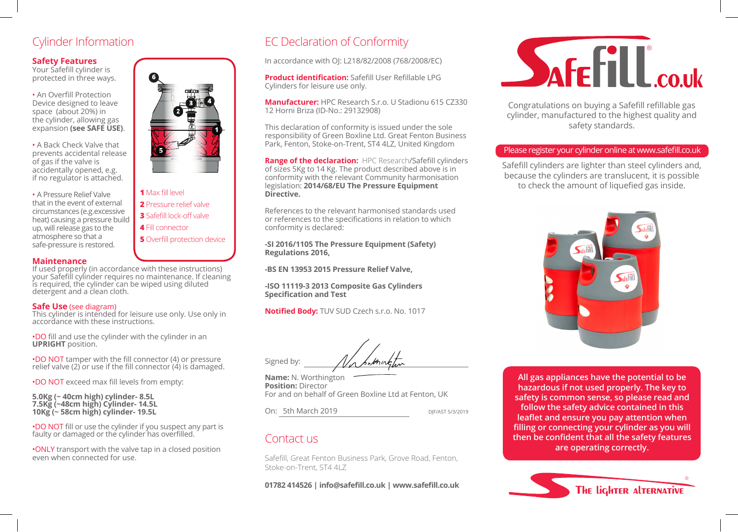## Cylinder Information

### Safety Features

Your Safefill cylinder is protected in three ways.

- An Overfill Protection Device designed to leave space (about 20%) in the cylinder, allowing gas expansion **(see SAFE USE)**.
- A Back Check Valve that prevents accidental release of gas if the valve is accidentally opened, e.g. if no regulator is attached.
- A Pressure Relief Valve that in the event of external circumstances (e.g.excessive heat) causing a pressure build up, will release gas to the atmosphere so that a safe-pressure is restored.

**1** Max fill level
**2** Pressure relief valve
**3** Safefill lock-off valve
**4** Fill connector
**5** Overfill protection device

### Maintenance

If used properly (in accordance with these instructions) your Safefill cylinder requires no maintenance. If cleaning is required, the cylinder can be wiped using diluted detergent and a clean cloth.

### Safe Use (see diagram)

This cylinder is intended for leisure use only. Use only in accordance with these instructions.

- DO fill and use the cylinder with the cylinder in an **UPRIGHT** position.
- DO NOT tamper with the fill connector (4) or pressure relief valve (2) or use if the fill connector (4) is damaged.
- DO NOT exceed max fill levels from empty:

**5.0Kg (~ 40cm high) cylinder- 8.5L**
**7.5Kg (~48cm high) Cylinder- 14.5L**
**10Kg (~ 58cm high) cylinder- 19.5L**

- DO NOT fill or use the cylinder if you suspect any part is faulty or damaged or the cylinder has overfilled.
- ONLY transport with the valve tap in a closed position even when connected for use.

## EC Declaration of Conformity

In accordance with OJ: L218/82/2008 (768/2008/EC)

**Product identification:** Safefill User Refillable LPG Cylinders for leisure use only.

**Manufacturer:** HPC Research S.r.o. U Stadionu 615 CZ330 12 Horni Briza (ID-No.: 29132908)

This declaration of conformity is issued under the sole responsibility of Green Boxline Ltd. Great Fenton Business Park, Fenton, Stoke-on-Trent, ST4 4LZ, United Kingdom

**Range of the declaration:** HPC Research/Safefill cylinders of sizes 5Kg to 14 Kg. The product described above is in conformity with the relevant Community harmonisation legislation: **2014/68/EU The Pressure Equipment Directive.**

References to the relevant harmonised standards used or references to the specifications in relation to which conformity is declared:

**-SI 2016/1105 The Pressure Equipment (Safety) Regulations 2016,**

**-BS EN 13953 2015 Pressure Relief Valve,**

**-ISO 11119-3 2013 Composite Gas Cylinders Specification and Test**

**Notified Body:** TUV SUD Czech s.r.o. No. 1017

Signed by:

**Name:** N. Worthington
**Position:** Director
For and on behalf of Green Boxline Ltd at Fenton, UK

On: 5th March 2019

DJF/AST 5/3/2019

## Contact us

Safefill, Great Fenton Business Park, Grove Road, Fenton, Stoke-on-Trent, ST4 4LZ

**01782 414526 | info@safefill.co.uk | www.safefill.co.uk**

Safefill.co.uk®

Congratulations on buying a Safefill refillable gas cylinder, manufactured to the highest quality and safety standards.

Please register your cylinder online at www.safefill.co.uk

Safefill cylinders are lighter than steel cylinders and, because the cylinders are translucent, it is possible to check the amount of liquefied gas inside.

**All gas appliances have the potential to be hazardous if not used properly. The key to safety is common sense, so please read and follow the safety advice contained in this leaflet and ensure you pay attention when filling or connecting your cylinder as you will then be confident that all the safety features are operating correctly.**

The lighter alternative®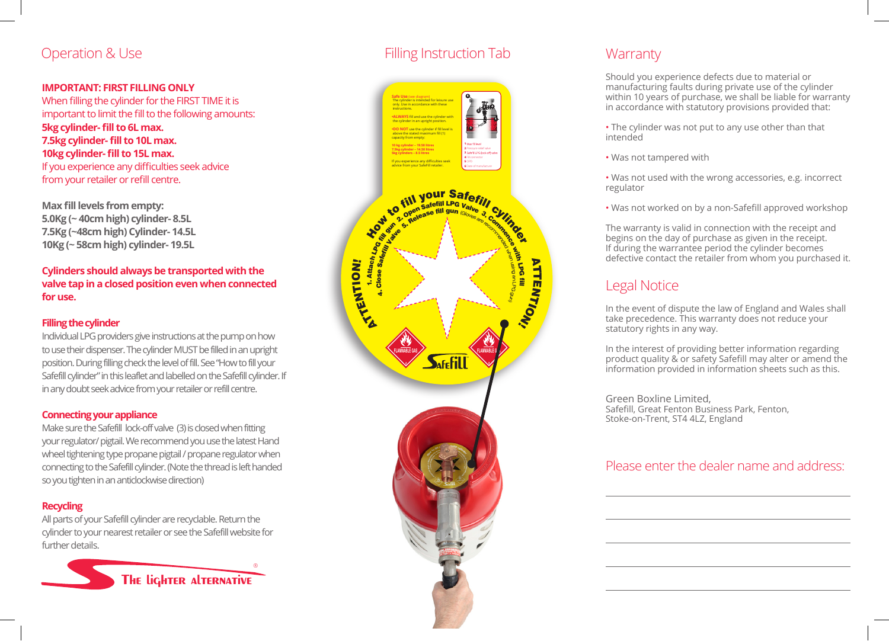## Operation & Use

**IMPORTANT: FIRST FILLING ONLY**

When filling the cylinder for the FIRST TIME it is important to limit the fill to the following amounts:

**5kg cylinder- fill to 6L max.**
**7.5kg cylinder- fill to 10L max.**
**10kg cylinder- fill to 15L max.**

If you experience any difficulties seek advice from your retailer or refill centre.

**Max fill levels from empty:**
**5.0Kg (~ 40cm high) cylinder- 8.5L**
**7.5Kg (~48cm high) Cylinder- 14.5L**
**10Kg (~ 58cm high) cylinder- 19.5L**

**Cylinders should always be transported with the valve tap in a closed position even when connected for use.**

### Filling the cylinder

Individual LPG providers give instructions at the pump on how to use their dispenser. The cylinder MUST be filled in an upright position. During filling check the level of fill. See "How to fill your Safefill cylinder" in this leaflet and labelled on the Safefill cylinder. If in any doubt seek advice from your retailer or refill centre.

### Connecting your appliance

Make sure the Safefill lock-off valve (3) is closed when fitting your regulator/ pigtail. We recommend you use the latest Hand wheel tightening type propane pigtail / propane regulator when connecting to the Safefill cylinder. (Note the thread is left handed so you tighten in an anticlockwise direction)

### Recycling

All parts of your Safefill cylinder are recyclable. Return the cylinder to your nearest retailer or see the Safefill website for further details.

The lighter alternative

## Filling Instruction Tab

Safe Use (see diagram)
The cylinder is intended for leisure use only. Use in accordance with these instructions.

•ALWAYS fill and use the cylinder with the cylinder in an upright position.

•DO NOT use the cylinder if fill level is above the stated maximum fill (1) capacity from empty:

10 kg cylinder – 19.50 litres
7.5kg cylinder – 14.50 litres
5kg cylinders – 8.5 litres

If you experience any difficulties seek advice from your Safefill retailer.

How to fill your Safefill cylinder
1. Attach LPG fill gun 2. Open Safefill LPG Valve 3. Commence with LPG fill (Gloves are recommended when using an LPG gun) 4. Close Safefill Valve 5. Release fill gun

ATTENTION!

FLAMMABLE GAS

Safefill

## Warranty

Should you experience defects due to material or manufacturing faults during private use of the cylinder within 10 years of purchase, we shall be liable for warranty in accordance with statutory provisions provided that:

- The cylinder was not put to any use other than that intended
- Was not tampered with
- Was not used with the wrong accessories, e.g. incorrect regulator
- Was not worked on by a non-Safefill approved workshop

The warranty is valid in connection with the receipt and begins on the day of purchase as given in the receipt. If during the warrantee period the cylinder becomes defective contact the retailer from whom you purchased it.

## Legal Notice

In the event of dispute the law of England and Wales shall take precedence. This warranty does not reduce your statutory rights in any way.

In the interest of providing better information regarding product quality & or safety Safefill may alter or amend the information provided in information sheets such as this.

Green Boxline Limited,
Safefill, Great Fenton Business Park, Fenton,
Stoke-on-Trent, ST4 4LZ, England

## Please enter the dealer name and address:

\_\_\_\_\_\_\_\_\_\_\_\_\_\_\_\_\_\_\_\_\_\_\_\_\_\_\_\_\_\_\_\_

\_\_\_\_\_\_\_\_\_\_\_\_\_\_\_\_\_\_\_\_\_\_\_\_\_\_\_\_\_\_\_\_

\_\_\_\_\_\_\_\_\_\_\_\_\_\_\_\_\_\_\_\_\_\_\_\_\_\_\_\_\_\_\_\_

\_\_\_\_\_\_\_\_\_\_\_\_\_\_\_\_\_\_\_\_\_\_\_\_\_\_\_\_\_\_\_\_

\_\_\_\_\_\_\_\_\_\_\_\_\_\_\_\_\_\_\_\_\_\_\_\_\_\_\_\_\_\_\_\_